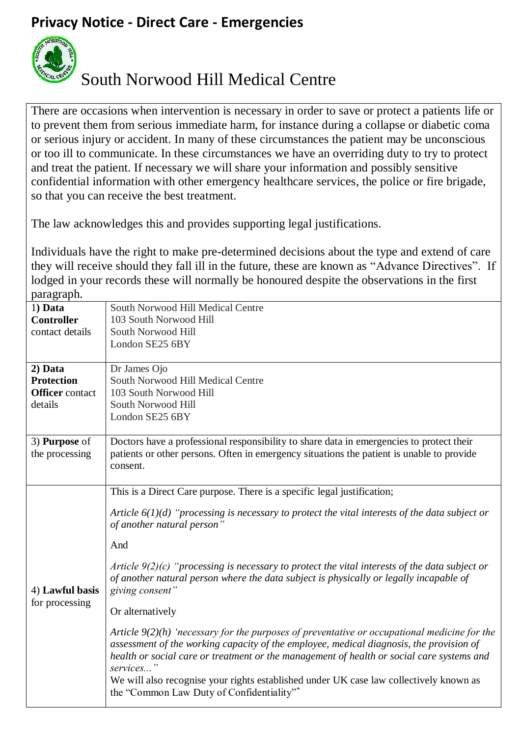# Privacy Notice - Direct Care - Emergencies

## South Norwood Hill Medical Centre

There are occasions when intervention is necessary in order to save or protect a patients life or to prevent them from serious immediate harm, for instance during a collapse or diabetic coma or serious injury or accident. In many of these circumstances the patient may be unconscious or too ill to communicate. In these circumstances we have an overriding duty to try to protect and treat the patient. If necessary we will share your information and possibly sensitive confidential information with other emergency healthcare services, the police or fire brigade, so that you can receive the best treatment.

The law acknowledges this and provides supporting legal justifications.

Individuals have the right to make pre-determined decisions about the type and extend of care they will receive should they fall ill in the future, these are known as "Advance Directives". If lodged in your records these will normally be honoured despite the observations in the first paragraph.

| | |
|---|---|
| 1) **Data Controller** contact details | South Norwood Hill Medical Centre<br>103 South Norwood Hill<br>South Norwood Hill<br>London SE25 6BY |
| 2) **Data Protection Officer** contact details | Dr James Ojo<br>South Norwood Hill Medical Centre<br>103 South Norwood Hill<br>South Norwood Hill<br>London SE25 6BY |
| 3) **Purpose** of the processing | Doctors have a professional responsibility to share data in emergencies to protect their patients or other persons. Often in emergency situations the patient is unable to provide consent. |
| 4) **Lawful basis** for processing | This is a Direct Care purpose. There is a specific legal justification;<br><br>*Article 6(1)(d) "processing is necessary to protect the vital interests of the data subject or of another natural person"*<br><br>And<br><br>*Article 9(2)(c) "processing is necessary to protect the vital interests of the data subject or of another natural person where the data subject is physically or legally incapable of giving consent"*<br><br>Or alternatively<br><br>*Article 9(2)(h) 'necessary for the purposes of preventative or occupational medicine for the assessment of the working capacity of the employee, medical diagnosis, the provision of health or social care or treatment or the management of health or social care systems and services..."*<br>We will also recognise your rights established under UK case law collectively known as the "Common Law Duty of Confidentiality"* |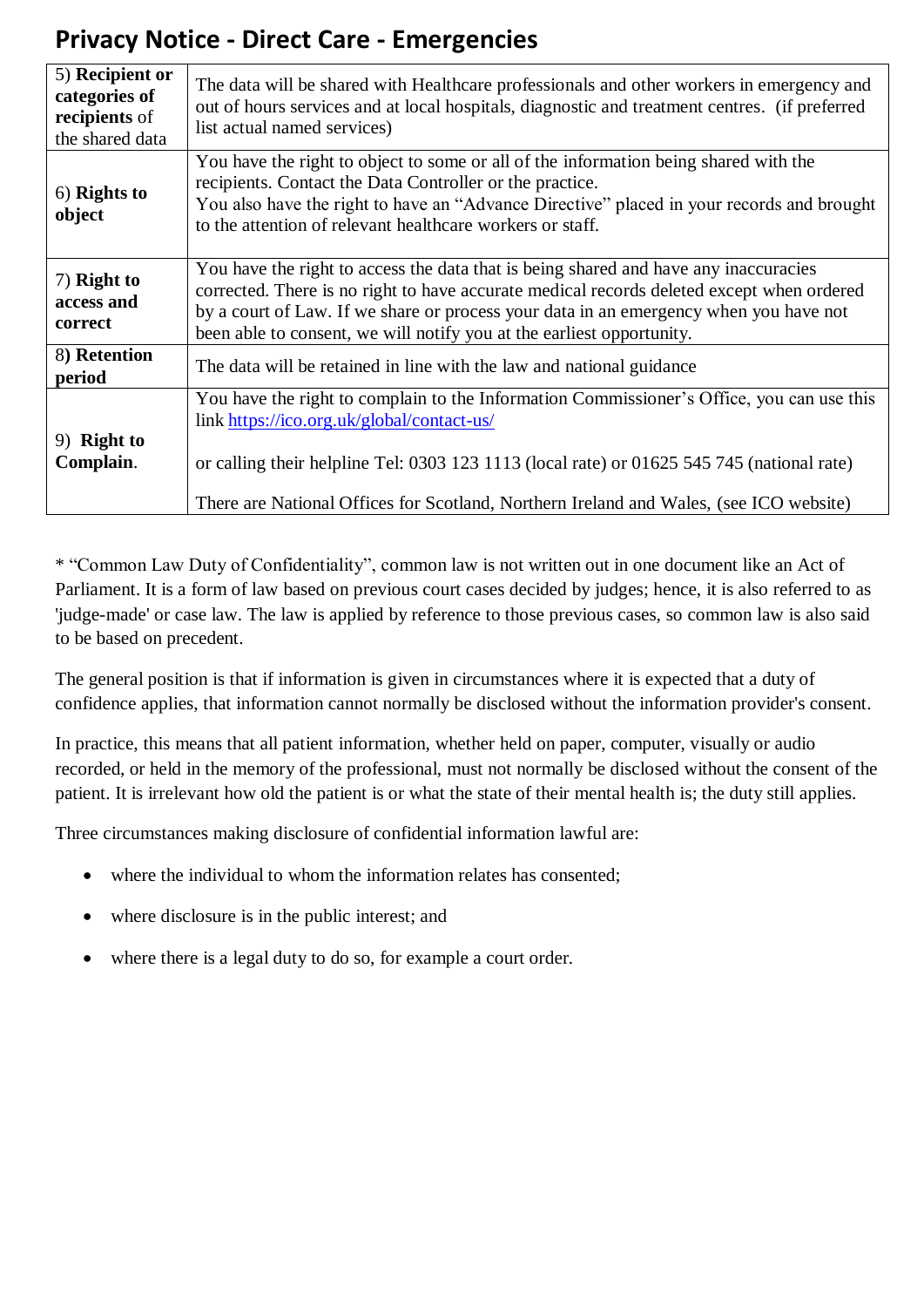# Privacy Notice - Direct Care - Emergencies

| | |
|---|---|
| 5) **Recipient or categories of recipients** of the shared data | The data will be shared with Healthcare professionals and other workers in emergency and out of hours services and at local hospitals, diagnostic and treatment centres. (if preferred list actual named services) |
| 6) **Rights to object** | You have the right to object to some or all of the information being shared with the recipients. Contact the Data Controller or the practice.<br>You also have the right to have an "Advance Directive" placed in your records and brought to the attention of relevant healthcare workers or staff. |
| 7) **Right to access and correct** | You have the right to access the data that is being shared and have any inaccuracies corrected. There is no right to have accurate medical records deleted except when ordered by a court of Law. If we share or process your data in an emergency when you have not been able to consent, we will notify you at the earliest opportunity. |
| 8**) Retention period** | The data will be retained in line with the law and national guidance |
| 9) **Right to Complain**. | You have the right to complain to the Information Commissioner's Office, you can use this link [https://ico.org.uk/global/contact-us/](https://ico.org.uk/global/contact-us/)<br><br>or calling their helpline Tel: 0303 123 1113 (local rate) or 01625 545 745 (national rate)<br><br>There are National Offices for Scotland, Northern Ireland and Wales, (see ICO website) |

* "Common Law Duty of Confidentiality", common law is not written out in one document like an Act of Parliament. It is a form of law based on previous court cases decided by judges; hence, it is also referred to as 'judge-made' or case law. The law is applied by reference to those previous cases, so common law is also said to be based on precedent.

The general position is that if information is given in circumstances where it is expected that a duty of confidence applies, that information cannot normally be disclosed without the information provider's consent.

In practice, this means that all patient information, whether held on paper, computer, visually or audio recorded, or held in the memory of the professional, must not normally be disclosed without the consent of the patient. It is irrelevant how old the patient is or what the state of their mental health is; the duty still applies.

Three circumstances making disclosure of confidential information lawful are:

- where the individual to whom the information relates has consented;
- where disclosure is in the public interest; and
- where there is a legal duty to do so, for example a court order.